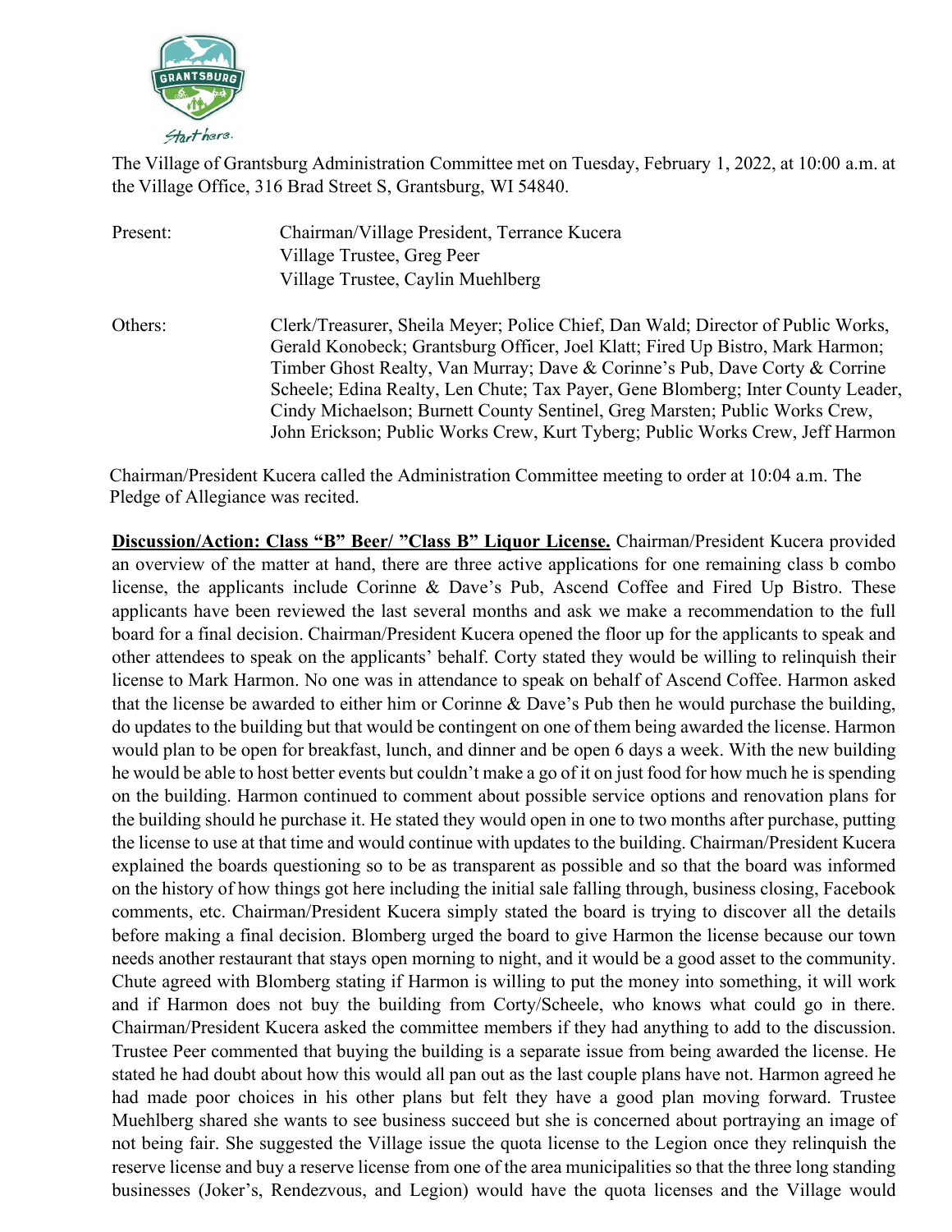The Village of Grantsburg Administration Committee met on Tuesday, February 1, 2022, at 10:00 a.m. at the Village Office, 316 Brad Street S, Grantsburg, WI 54840.

Present: Chairman/Village President, Terrance Kucera
Village Trustee, Greg Peer
Village Trustee, Caylin Muehlberg

Others: Clerk/Treasurer, Sheila Meyer; Police Chief, Dan Wald; Director of Public Works, Gerald Konobeck; Grantsburg Officer, Joel Klatt; Fired Up Bistro, Mark Harmon; Timber Ghost Realty, Van Murray; Dave & Corinne's Pub, Dave Corty & Corrine Scheele; Edina Realty, Len Chute; Tax Payer, Gene Blomberg; Inter County Leader, Cindy Michaelson; Burnett County Sentinel, Greg Marsten; Public Works Crew, John Erickson; Public Works Crew, Kurt Tyberg; Public Works Crew, Jeff Harmon

Chairman/President Kucera called the Administration Committee meeting to order at 10:04 a.m. The Pledge of Allegiance was recited.

**Discussion/Action: Class "B" Beer/ "Class B" Liquor License.** Chairman/President Kucera provided an overview of the matter at hand, there are three active applications for one remaining class b combo license, the applicants include Corinne & Dave's Pub, Ascend Coffee and Fired Up Bistro. These applicants have been reviewed the last several months and ask we make a recommendation to the full board for a final decision. Chairman/President Kucera opened the floor up for the applicants to speak and other attendees to speak on the applicants' behalf. Corty stated they would be willing to relinquish their license to Mark Harmon. No one was in attendance to speak on behalf of Ascend Coffee. Harmon asked that the license be awarded to either him or Corinne & Dave's Pub then he would purchase the building, do updates to the building but that would be contingent on one of them being awarded the license. Harmon would plan to be open for breakfast, lunch, and dinner and be open 6 days a week. With the new building he would be able to host better events but couldn't make a go of it on just food for how much he is spending on the building. Harmon continued to comment about possible service options and renovation plans for the building should he purchase it. He stated they would open in one to two months after purchase, putting the license to use at that time and would continue with updates to the building. Chairman/President Kucera explained the boards questioning so to be as transparent as possible and so that the board was informed on the history of how things got here including the initial sale falling through, business closing, Facebook comments, etc. Chairman/President Kucera simply stated the board is trying to discover all the details before making a final decision. Blomberg urged the board to give Harmon the license because our town needs another restaurant that stays open morning to night, and it would be a good asset to the community. Chute agreed with Blomberg stating if Harmon is willing to put the money into something, it will work and if Harmon does not buy the building from Corty/Scheele, who knows what could go in there. Chairman/President Kucera asked the committee members if they had anything to add to the discussion. Trustee Peer commented that buying the building is a separate issue from being awarded the license. He stated he had doubt about how this would all pan out as the last couple plans have not. Harmon agreed he had made poor choices in his other plans but felt they have a good plan moving forward. Trustee Muehlberg shared she wants to see business succeed but she is concerned about portraying an image of not being fair. She suggested the Village issue the quota license to the Legion once they relinquish the reserve license and buy a reserve license from one of the area municipalities so that the three long standing businesses (Joker's, Rendezvous, and Legion) would have the quota licenses and the Village would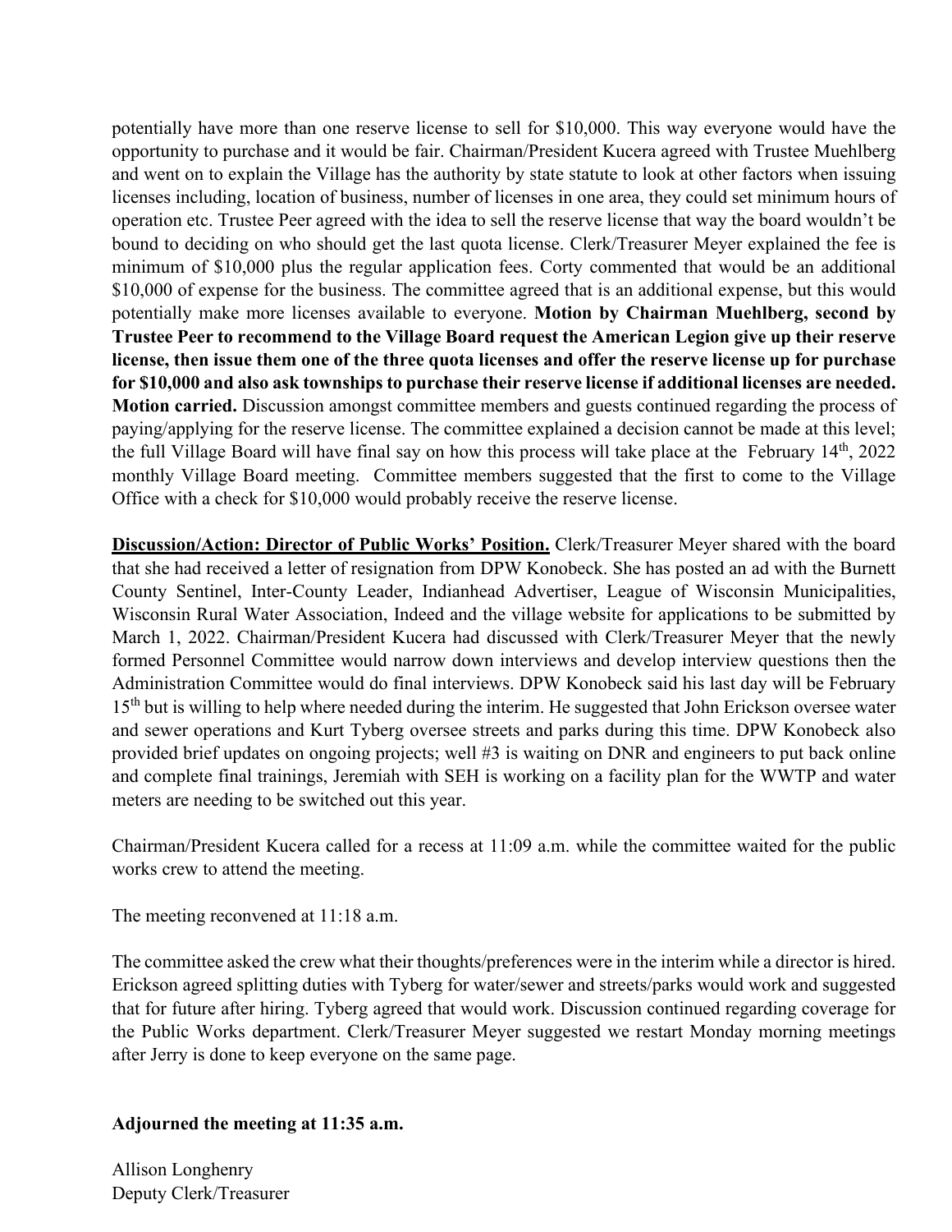potentially have more than one reserve license to sell for $10,000. This way everyone would have the opportunity to purchase and it would be fair. Chairman/President Kucera agreed with Trustee Muehlberg and went on to explain the Village has the authority by state statute to look at other factors when issuing licenses including, location of business, number of licenses in one area, they could set minimum hours of operation etc. Trustee Peer agreed with the idea to sell the reserve license that way the board wouldn't be bound to deciding on who should get the last quota license. Clerk/Treasurer Meyer explained the fee is minimum of $10,000 plus the regular application fees. Corty commented that would be an additional $10,000 of expense for the business. The committee agreed that is an additional expense, but this would potentially make more licenses available to everyone. **Motion by Chairman Muehlberg, second by Trustee Peer to recommend to the Village Board request the American Legion give up their reserve license, then issue them one of the three quota licenses and offer the reserve license up for purchase for $10,000 and also ask townships to purchase their reserve license if additional licenses are needed. Motion carried.** Discussion amongst committee members and guests continued regarding the process of paying/applying for the reserve license. The committee explained a decision cannot be made at this level; the full Village Board will have final say on how this process will take place at the February 14th, 2022 monthly Village Board meeting. Committee members suggested that the first to come to the Village Office with a check for $10,000 would probably receive the reserve license.

**<u>Discussion/Action: Director of Public Works' Position.</u>** Clerk/Treasurer Meyer shared with the board that she had received a letter of resignation from DPW Konobeck. She has posted an ad with the Burnett County Sentinel, Inter-County Leader, Indianhead Advertiser, League of Wisconsin Municipalities, Wisconsin Rural Water Association, Indeed and the village website for applications to be submitted by March 1, 2022. Chairman/President Kucera had discussed with Clerk/Treasurer Meyer that the newly formed Personnel Committee would narrow down interviews and develop interview questions then the Administration Committee would do final interviews. DPW Konobeck said his last day will be February 15th but is willing to help where needed during the interim. He suggested that John Erickson oversee water and sewer operations and Kurt Tyberg oversee streets and parks during this time. DPW Konobeck also provided brief updates on ongoing projects; well #3 is waiting on DNR and engineers to put back online and complete final trainings, Jeremiah with SEH is working on a facility plan for the WWTP and water meters are needing to be switched out this year.

Chairman/President Kucera called for a recess at 11:09 a.m. while the committee waited for the public works crew to attend the meeting.

The meeting reconvened at 11:18 a.m.

The committee asked the crew what their thoughts/preferences were in the interim while a director is hired. Erickson agreed splitting duties with Tyberg for water/sewer and streets/parks would work and suggested that for future after hiring. Tyberg agreed that would work. Discussion continued regarding coverage for the Public Works department. Clerk/Treasurer Meyer suggested we restart Monday morning meetings after Jerry is done to keep everyone on the same page.

**Adjourned the meeting at 11:35 a.m.**

Allison Longhenry
Deputy Clerk/Treasurer